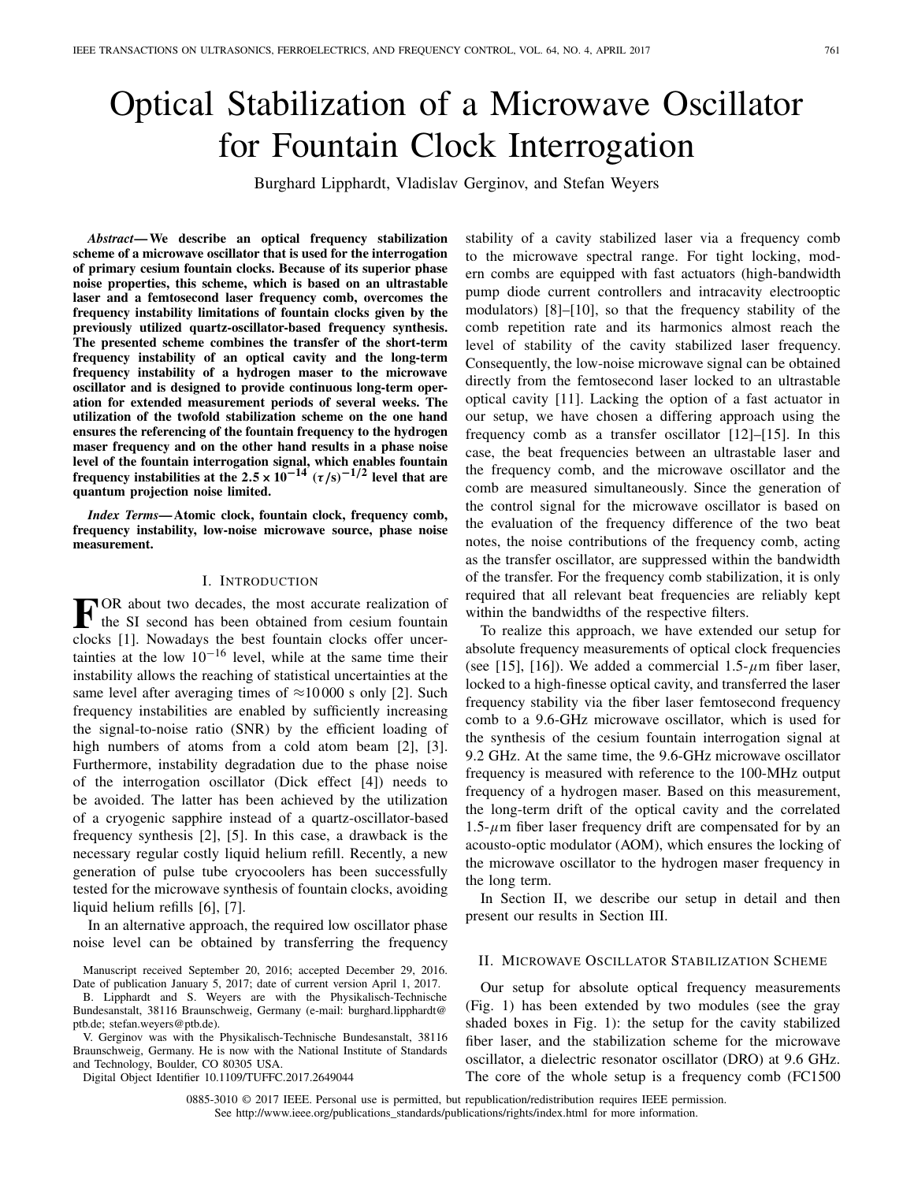# Optical Stabilization of a Microwave Oscillator for Fountain Clock Interrogation

Burghard Lipphardt, Vladislav Gerginov, and Stefan Weyers

***Abstract*— We describe an optical frequency stabilization scheme of a microwave oscillator that is used for the interrogation of primary cesium fountain clocks. Because of its superior phase noise properties, this scheme, which is based on an ultrastable laser and a femtosecond laser frequency comb, overcomes the frequency instability limitations of fountain clocks given by the previously utilized quartz-oscillator-based frequency synthesis. The presented scheme combines the transfer of the short-term frequency instability of an optical cavity and the long-term frequency instability of a hydrogen maser to the microwave oscillator and is designed to provide continuous long-term operation for extended measurement periods of several weeks. The utilization of the twofold stabilization scheme on the one hand ensures the referencing of the fountain frequency to the hydrogen maser frequency and on the other hand results in a phase noise level of the fountain interrogation signal, which enables fountain frequency instabilities at the $2.5 \times 10^{-14}$ $(\tau/s)^{-1/2}$ level that are quantum projection noise limited.**

***Index Terms*— Atomic clock, fountain clock, frequency comb, frequency instability, low-noise microwave source, phase noise measurement.**

## I. Introduction

For about two decades, the most accurate realization of the SI second has been obtained from cesium fountain clocks [1]. Nowadays the best fountain clocks offer uncertainties at the low $10^{-16}$ level, while at the same time their instability allows the reaching of statistical uncertainties at the same level after averaging times of ≈10 000 s only [2]. Such frequency instabilities are enabled by sufficiently increasing the signal-to-noise ratio (SNR) by the efficient loading of high numbers of atoms from a cold atom beam [2], [3]. Furthermore, instability degradation due to the phase noise of the interrogation oscillator (Dick effect [4]) needs to be avoided. The latter has been achieved by the utilization of a cryogenic sapphire instead of a quartz-oscillator-based frequency synthesis [2], [5]. In this case, a drawback is the necessary regular costly liquid helium refill. Recently, a new generation of pulse tube cryocoolers has been successfully tested for the microwave synthesis of fountain clocks, avoiding liquid helium refills [6], [7].

In an alternative approach, the required low oscillator phase noise level can be obtained by transferring the frequency stability of a cavity stabilized laser via a frequency comb to the microwave spectral range. For tight locking, modern combs are equipped with fast actuators (high-bandwidth pump diode current controllers and intracavity electrooptic modulators) [8]–[10], so that the frequency stability of the comb repetition rate and its harmonics almost reach the level of stability of the cavity stabilized laser frequency. Consequently, the low-noise microwave signal can be obtained directly from the femtosecond laser locked to an ultrastable optical cavity [11]. Lacking the option of a fast actuator in our setup, we have chosen a differing approach using the frequency comb as a transfer oscillator [12]–[15]. In this case, the beat frequencies between an ultrastable laser and the frequency comb, and the microwave oscillator and the comb are measured simultaneously. Since the generation of the control signal for the microwave oscillator is based on the evaluation of the frequency difference of the two beat notes, the noise contributions of the frequency comb, acting as the transfer oscillator, are suppressed within the bandwidth of the transfer. For the frequency comb stabilization, it is only required that all relevant beat frequencies are reliably kept within the bandwidths of the respective filters.

To realize this approach, we have extended our setup for absolute frequency measurements of optical clock frequencies (see [15], [16]). We added a commercial 1.5-$\mu$m fiber laser, locked to a high-finesse optical cavity, and transferred the laser frequency stability via the fiber laser femtosecond frequency comb to a 9.6-GHz microwave oscillator, which is used for the synthesis of the cesium fountain interrogation signal at 9.2 GHz. At the same time, the 9.6-GHz microwave oscillator frequency is measured with reference to the 100-MHz output frequency of a hydrogen maser. Based on this measurement, the long-term drift of the optical cavity and the correlated 1.5-$\mu$m fiber laser frequency drift are compensated for by an acousto-optic modulator (AOM), which ensures the locking of the microwave oscillator to the hydrogen maser frequency in the long term.

In Section II, we describe our setup in detail and then present our results in Section III.

## II. Microwave Oscillator Stabilization Scheme

Our setup for absolute optical frequency measurements (Fig. 1) has been extended by two modules (see the gray shaded boxes in Fig. 1): the setup for the cavity stabilized fiber laser, and the stabilization scheme for the microwave oscillator, a dielectric resonator oscillator (DRO) at 9.6 GHz. The core of the whole setup is a frequency comb (FC1500

Manuscript received September 20, 2016; accepted December 29, 2016. Date of publication January 5, 2017; date of current version April 1, 2017.

B. Lipphardt and S. Weyers are with the Physikalisch-Technische Bundesanstalt, 38116 Braunschweig, Germany (e-mail: burghard.lipphardt@ptb.de; stefan.weyers@ptb.de).

V. Gerginov was with the Physikalisch-Technische Bundesanstalt, 38116 Braunschweig, Germany. He is now with the National Institute of Standards and Technology, Boulder, CO 80305 USA.

Digital Object Identifier 10.1109/TUFFC.2017.2649044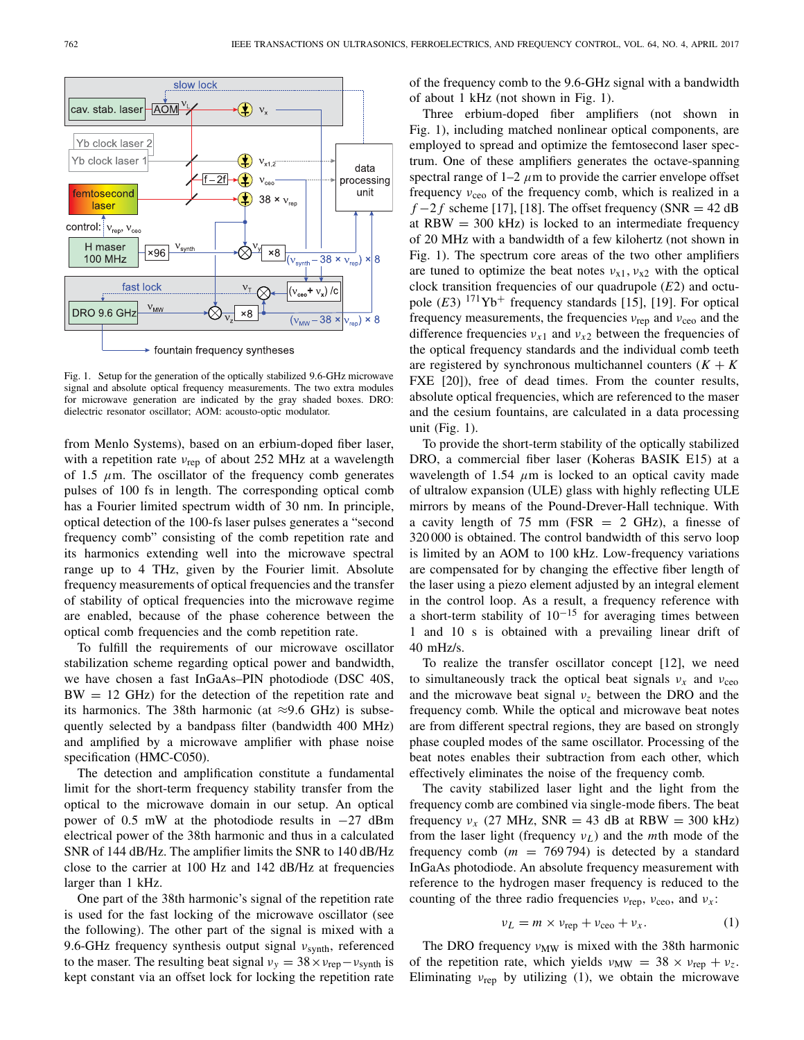Fig. 1. Setup for the generation of the optically stabilized 9.6-GHz microwave signal and absolute optical frequency measurements. The two extra modules for microwave generation are indicated by the gray shaded boxes. DRO: dielectric resonator oscillator; AOM: acousto-optic modulator.

from Menlo Systems), based on an erbium-doped fiber laser, with a repetition rate $\nu_{\rm rep}$ of about 252 MHz at a wavelength of 1.5 $\mu$m. The oscillator of the frequency comb generates pulses of 100 fs in length. The corresponding optical comb has a Fourier limited spectrum width of 30 nm. In principle, optical detection of the 100-fs laser pulses generates a "second frequency comb" consisting of the comb repetition rate and its harmonics extending well into the microwave spectral range up to 4 THz, given by the Fourier limit. Absolute frequency measurements of optical frequencies and the transfer of stability of optical frequencies into the microwave regime are enabled, because of the phase coherence between the optical comb frequencies and the comb repetition rate.

To fulfill the requirements of our microwave oscillator stabilization scheme regarding optical power and bandwidth, we have chosen a fast InGaAs–PIN photodiode (DSC 40S, BW = 12 GHz) for the detection of the repetition rate and its harmonics. The 38th harmonic (at $\approx$9.6 GHz) is subsequently selected by a bandpass filter (bandwidth 400 MHz) and amplified by a microwave amplifier with phase noise specification (HMC-C050).

The detection and amplification constitute a fundamental limit for the short-term frequency stability transfer from the optical to the microwave domain in our setup. An optical power of 0.5 mW at the photodiode results in −27 dBm electrical power of the 38th harmonic and thus in a calculated SNR of 144 dB/Hz. The amplifier limits the SNR to 140 dB/Hz close to the carrier at 100 Hz and 142 dB/Hz at frequencies larger than 1 kHz.

One part of the 38th harmonic's signal of the repetition rate is used for the fast locking of the microwave oscillator (see the following). The other part of the signal is mixed with a 9.6-GHz frequency synthesis output signal $\nu_{\rm synth}$, referenced to the maser. The resulting beat signal $\nu_y = 38\times\nu_{\rm rep}-\nu_{\rm synth}$ is kept constant via an offset lock for locking the repetition rate of the frequency comb to the 9.6-GHz signal with a bandwidth of about 1 kHz (not shown in Fig. 1).

Three erbium-doped fiber amplifiers (not shown in Fig. 1), including matched nonlinear optical components, are employed to spread and optimize the femtosecond laser spectrum. One of these amplifiers generates the octave-spanning spectral range of 1–2 $\mu$m to provide the carrier envelope offset frequency $\nu_{\rm ceo}$ of the frequency comb, which is realized in a $f-2f$ scheme [17], [18]. The offset frequency (SNR = 42 dB at RBW = 300 kHz) is locked to an intermediate frequency of 20 MHz with a bandwidth of a few kilohertz (not shown in Fig. 1). The spectrum core areas of the two other amplifiers are tuned to optimize the beat notes $\nu_{x1}, \nu_{x2}$ with the optical clock transition frequencies of our quadrupole ($E2$) and octupole ($E3$) $^{171}$Yb$^+$ frequency standards [15], [19]. For optical frequency measurements, the frequencies $\nu_{\rm rep}$ and $\nu_{\rm ceo}$ and the difference frequencies $\nu_{x1}$ and $\nu_{x2}$ between the frequencies of the optical frequency standards and the individual comb teeth are registered by synchronous multichannel counters (K + K FXE [20]), free of dead times. From the counter results, absolute optical frequencies, which are referenced to the maser and the cesium fountains, are calculated in a data processing unit (Fig. 1).

To provide the short-term stability of the optically stabilized DRO, a commercial fiber laser (Koheras BASIK E15) at a wavelength of 1.54 $\mu$m is locked to an optical cavity made of ultralow expansion (ULE) glass with highly reflecting ULE mirrors by means of the Pound-Drever-Hall technique. With a cavity length of 75 mm (FSR = 2 GHz), a finesse of 320 000 is obtained. The control bandwidth of this servo loop is limited by an AOM to 100 kHz. Low-frequency variations are compensated for by changing the effective fiber length of the laser using a piezo element adjusted by an integral element in the control loop. As a result, a frequency reference with a short-term stability of $10^{-15}$ for averaging times between 1 and 10 s is obtained with a prevailing linear drift of 40 mHz/s.

To realize the transfer oscillator concept [12], we need to simultaneously track the optical beat signals $\nu_x$ and $\nu_{\rm ceo}$ and the microwave beat signal $\nu_z$ between the DRO and the frequency comb. While the optical and microwave beat notes are from different spectral regions, they are based on strongly phase coupled modes of the same oscillator. Processing of the beat notes enables their subtraction from each other, which effectively eliminates the noise of the frequency comb.

The cavity stabilized laser light and the light from the frequency comb are combined via single-mode fibers. The beat frequency $\nu_x$ (27 MHz, SNR = 43 dB at RBW = 300 kHz) from the laser light (frequency $\nu_L$) and the $m$th mode of the frequency comb ($m$ = 769 794) is detected by a standard InGaAs photodiode. An absolute frequency measurement with reference to the hydrogen maser frequency is reduced to the counting of the three radio frequencies $\nu_{\rm rep}$, $\nu_{\rm ceo}$, and $\nu_x$:

$$\nu_L = m\times\nu_{\rm rep}+\nu_{\rm ceo}+\nu_x. \tag{1}$$

The DRO frequency $\nu_{\rm MW}$ is mixed with the 38th harmonic of the repetition rate, which yields $\nu_{\rm MW} = 38\times\nu_{\rm rep}+\nu_z$. Eliminating $\nu_{\rm rep}$ by utilizing (1), we obtain the microwave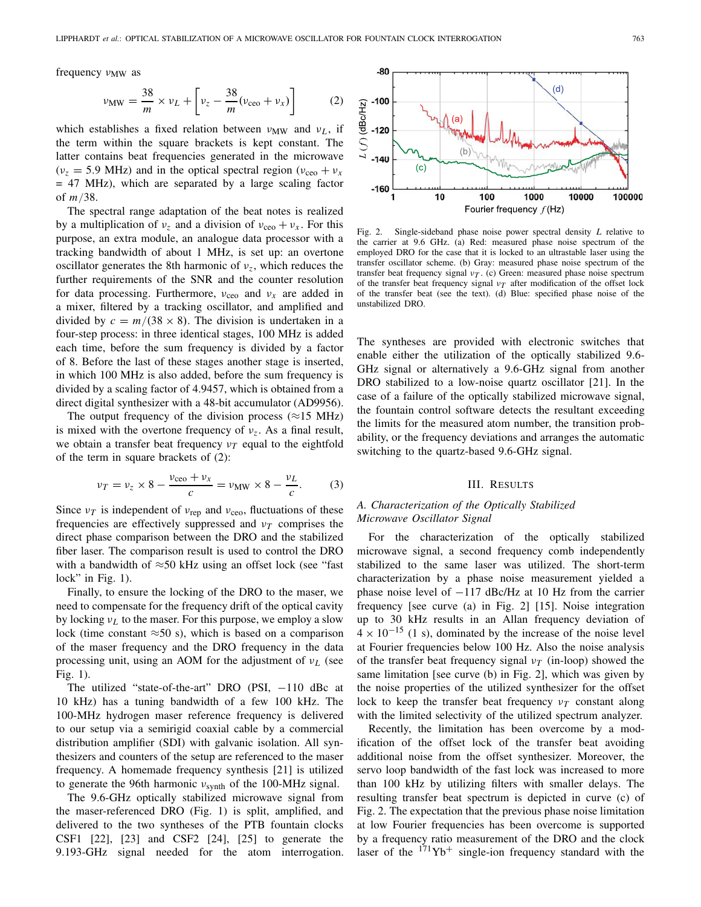frequency $\nu_{\mathrm{MW}}$ as

$$\nu_{\mathrm{MW}} = \frac{38}{m} \times \nu_L + \left[\nu_z - \frac{38}{m}(\nu_{\mathrm{ceo}} + \nu_x)\right] \tag{2}$$

which establishes a fixed relation between $\nu_{\mathrm{MW}}$ and $\nu_L$, if the term within the square brackets is kept constant. The latter contains beat frequencies generated in the microwave ($\nu_z = 5.9$ MHz) and in the optical spectral region ($\nu_{\mathrm{ceo}} + \nu_x = 47$ MHz), which are separated by a large scaling factor of $m/38$.

The spectral range adaptation of the beat notes is realized by a multiplication of $\nu_z$ and a division of $\nu_{\mathrm{ceo}} + \nu_x$. For this purpose, an extra module, an analogue data processor with a tracking bandwidth of about 1 MHz, is set up: an overtone oscillator generates the 8th harmonic of $\nu_z$, which reduces the further requirements of the SNR and the counter resolution for data processing. Furthermore, $\nu_{\mathrm{ceo}}$ and $\nu_x$ are added in a mixer, filtered by a tracking oscillator, and amplified and divided by $c = m/(38 \times 8)$. The division is undertaken in a four-step process: in three identical stages, 100 MHz is added each time, before the sum frequency is divided by a factor of 8. Before the last of these stages another stage is inserted, in which 100 MHz is also added, before the sum frequency is divided by a scaling factor of 4.9457, which is obtained from a direct digital synthesizer with a 48-bit accumulator (AD9956).

The output frequency of the division process ($\approx$15 MHz) is mixed with the overtone frequency of $\nu_z$. As a final result, we obtain a transfer beat frequency $\nu_T$ equal to the eightfold of the term in square brackets of (2):

$$\nu_T = \nu_z \times 8 - \frac{\nu_{\mathrm{ceo}} + \nu_x}{c} = \nu_{\mathrm{MW}} \times 8 - \frac{\nu_L}{c}. \tag{3}$$

Since $\nu_T$ is independent of $\nu_{\mathrm{rep}}$ and $\nu_{\mathrm{ceo}}$, fluctuations of these frequencies are effectively suppressed and $\nu_T$ comprises the direct phase comparison between the DRO and the stabilized fiber laser. The comparison result is used to control the DRO with a bandwidth of $\approx$50 kHz using an offset lock (see "fast lock" in Fig. 1).

Finally, to ensure the locking of the DRO to the maser, we need to compensate for the frequency drift of the optical cavity by locking $\nu_L$ to the maser. For this purpose, we employ a slow lock (time constant $\approx$50 s), which is based on a comparison of the maser frequency and the DRO frequency in the data processing unit, using an AOM for the adjustment of $\nu_L$ (see Fig. 1).

The utilized "state-of-the-art" DRO (PSI, $-110$ dBc at 10 kHz) has a tuning bandwidth of a few 100 kHz. The 100-MHz hydrogen maser reference frequency is delivered to our setup via a semirigid coaxial cable by a commercial distribution amplifier (SDI) with galvanic isolation. All synthesizers and counters of the setup are referenced to the maser frequency. A homemade frequency synthesis [21] is utilized to generate the 96th harmonic $\nu_{\mathrm{synth}}$ of the 100-MHz signal.

The 9.6-GHz optically stabilized microwave signal from the maser-referenced DRO (Fig. 1) is split, amplified, and delivered to the two syntheses of the PTB fountain clocks CSF1 [22], [23] and CSF2 [24], [25] to generate the 9.193-GHz signal needed for the atom interrogation. The syntheses are provided with electronic switches that enable either the utilization of the optically stabilized 9.6-GHz signal or alternatively a 9.6-GHz signal from another DRO stabilized to a low-noise quartz oscillator [21]. In the case of a failure of the optically stabilized microwave signal, the fountain control software detects the resultant exceeding the limits for the measured atom number, the transition probability, or the frequency deviations and arranges the automatic switching to the quartz-based 9.6-GHz signal.

Fig. 2. Single-sideband phase noise power spectral density $L$ relative to the carrier at 9.6 GHz. (a) Red: measured phase noise spectrum of the employed DRO for the case that it is locked to an ultrastable laser using the transfer oscillator scheme. (b) Gray: measured phase noise spectrum of the transfer beat frequency signal $\nu_T$. (c) Green: measured phase noise spectrum of the transfer beat frequency signal $\nu_T$ after modification of the offset lock of the transfer beat (see the text). (d) Blue: specified phase noise of the unstabilized DRO.

## III. Results

### A. Characterization of the Optically Stabilized Microwave Oscillator Signal

For the characterization of the optically stabilized microwave signal, a second frequency comb independently stabilized to the same laser was utilized. The short-term characterization by a phase noise measurement yielded a phase noise level of $-117$ dBc/Hz at 10 Hz from the carrier frequency [see curve (a) in Fig. 2] [15]. Noise integration up to 30 kHz results in an Allan frequency deviation of $4 \times 10^{-15}$ (1 s), dominated by the increase of the noise level at Fourier frequencies below 100 Hz. Also the noise analysis of the transfer beat frequency signal $\nu_T$ (in-loop) showed the same limitation [see curve (b) in Fig. 2], which was given by the noise properties of the utilized synthesizer for the offset lock to keep the transfer beat frequency $\nu_T$ constant along with the limited selectivity of the utilized spectrum analyzer.

Recently, the limitation has been overcome by a modification of the offset lock of the transfer beat avoiding additional noise from the offset synthesizer. Moreover, the servo loop bandwidth of the fast lock was increased to more than 100 kHz by utilizing filters with smaller delays. The resulting transfer beat spectrum is depicted in curve (c) of Fig. 2. The expectation that the previous phase noise limitation at low Fourier frequencies has been overcome is supported by a frequency ratio measurement of the DRO and the clock laser of the $^{171}\mathrm{Yb}^+$ single-ion frequency standard with the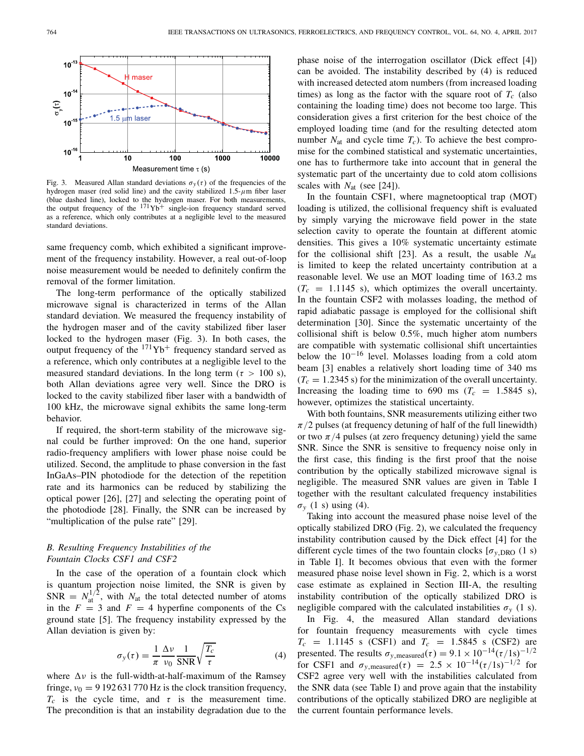Fig. 3. Measured Allan standard deviations $\sigma_y(\tau)$ of the frequencies of the hydrogen maser (red solid line) and the cavity stabilized 1.5-$\mu$m fiber laser (blue dashed line), locked to the hydrogen maser. For both measurements, the output frequency of the $^{171}\text{Yb}^+$ single-ion frequency standard served as a reference, which only contributes at a negligible level to the measured standard deviations.

same frequency comb, which exhibited a significant improvement of the frequency instability. However, a real out-of-loop noise measurement would be needed to definitely confirm the removal of the former limitation.

The long-term performance of the optically stabilized microwave signal is characterized in terms of the Allan standard deviation. We measured the frequency instability of the hydrogen maser and of the cavity stabilized fiber laser locked to the hydrogen maser (Fig. 3). In both cases, the output frequency of the $^{171}\text{Yb}^+$ frequency standard served as a reference, which only contributes at a negligible level to the measured standard deviations. In the long term ($\tau > 100$ s), both Allan deviations agree very well. Since the DRO is locked to the cavity stabilized fiber laser with a bandwidth of 100 kHz, the microwave signal exhibits the same long-term behavior.

If required, the short-term stability of the microwave signal could be further improved: On the one hand, superior radio-frequency amplifiers with lower phase noise could be utilized. Second, the amplitude to phase conversion in the fast InGaAs–PIN photodiode for the detection of the repetition rate and its harmonics can be reduced by stabilizing the optical power [26], [27] and selecting the operating point of the photodiode [28]. Finally, the SNR can be increased by "multiplication of the pulse rate" [29].

### B. Resulting Frequency Instabilities of the Fountain Clocks CSF1 and CSF2

In the case of the operation of a fountain clock which is quantum projection noise limited, the SNR is given by $\text{SNR} = N_{\text{at}}^{1/2}$, with $N_{\text{at}}$ the total detected number of atoms in the $F = 3$ and $F = 4$ hyperfine components of the Cs ground state [5]. The frequency instability expressed by the Allan deviation is given by:

$$\sigma_y(\tau) = \frac{1}{\pi}\frac{\Delta\nu}{\nu_0}\frac{1}{\text{SNR}}\sqrt{\frac{T_c}{\tau}} \tag{4}$$

where $\Delta\nu$ is the full-width-at-half-maximum of the Ramsey fringe, $\nu_0 = 9\,192\,631\,770$ Hz is the clock transition frequency, $T_c$ is the cycle time, and $\tau$ is the measurement time. The precondition is that an instability degradation due to the phase noise of the interrogation oscillator (Dick effect [4]) can be avoided. The instability described by (4) is reduced with increased detected atom numbers (from increased loading times) as long as the factor with the square root of $T_c$ (also containing the loading time) does not become too large. This consideration gives a first criterion for the best choice of the employed loading time (and for the resulting detected atom number $N_{\text{at}}$ and cycle time $T_c$). To achieve the best compromise for the combined statistical and systematic uncertainties, one has to furthermore take into account that in general the systematic part of the uncertainty due to cold atom collisions scales with $N_{\text{at}}$ (see [24]).

In the fountain CSF1, where magnetooptical trap (MOT) loading is utilized, the collisional frequency shift is evaluated by simply varying the microwave field power in the state selection cavity to operate the fountain at different atomic densities. This gives a 10% systematic uncertainty estimate for the collisional shift [23]. As a result, the usable $N_{\text{at}}$ is limited to keep the related uncertainty contribution at a reasonable level. We use an MOT loading time of 163.2 ms ($T_c = 1.1145$ s), which optimizes the overall uncertainty. In the fountain CSF2 with molasses loading, the method of rapid adiabatic passage is employed for the collisional shift determination [30]. Since the systematic uncertainty of the collisional shift is below 0.5%, much higher atom numbers are compatible with systematic collisional shift uncertainties below the $10^{-16}$ level. Molasses loading from a cold atom beam [3] enables a relatively short loading time of 340 ms ($T_c = 1.2345$ s) for the minimization of the overall uncertainty. Increasing the loading time to 690 ms ($T_c = 1.5845$ s), however, optimizes the statistical uncertainty.

With both fountains, SNR measurements utilizing either two $\pi/2$ pulses (at frequency detuning of half of the full linewidth) or two $\pi/4$ pulses (at zero frequency detuning) yield the same SNR. Since the SNR is sensitive to frequency noise only in the first case, this finding is the first proof that the noise contribution by the optically stabilized microwave signal is negligible. The measured SNR values are given in Table I together with the resultant calculated frequency instabilities $\sigma_y$ (1 s) using (4).

Taking into account the measured phase noise level of the optically stabilized DRO (Fig. 2), we calculated the frequency instability contribution caused by the Dick effect [4] for the different cycle times of the two fountain clocks [$\sigma_{y,\text{DRO}}$ (1 s) in Table I]. It becomes obvious that even with the former measured phase noise level shown in Fig. 2, which is a worst case estimate as explained in Section III-A, the resulting instability contribution of the optically stabilized DRO is negligible compared with the calculated instabilities $\sigma_y$ (1 s).

In Fig. 4, the measured Allan standard deviations for fountain frequency measurements with cycle times $T_c = 1.1145$ s (CSF1) and $T_c = 1.5845$ s (CSF2) are presented. The results $\sigma_{y,\text{measured}}(\tau) = 9.1 \times 10^{-14}(\tau/1\text{s})^{-1/2}$ for CSF1 and $\sigma_{y,\text{measured}}(\tau) = 2.5 \times 10^{-14}(\tau/1\text{s})^{-1/2}$ for CSF2 agree very well with the instabilities calculated from the SNR data (see Table I) and prove again that the instability contributions of the optically stabilized DRO are negligible at the current fountain performance levels.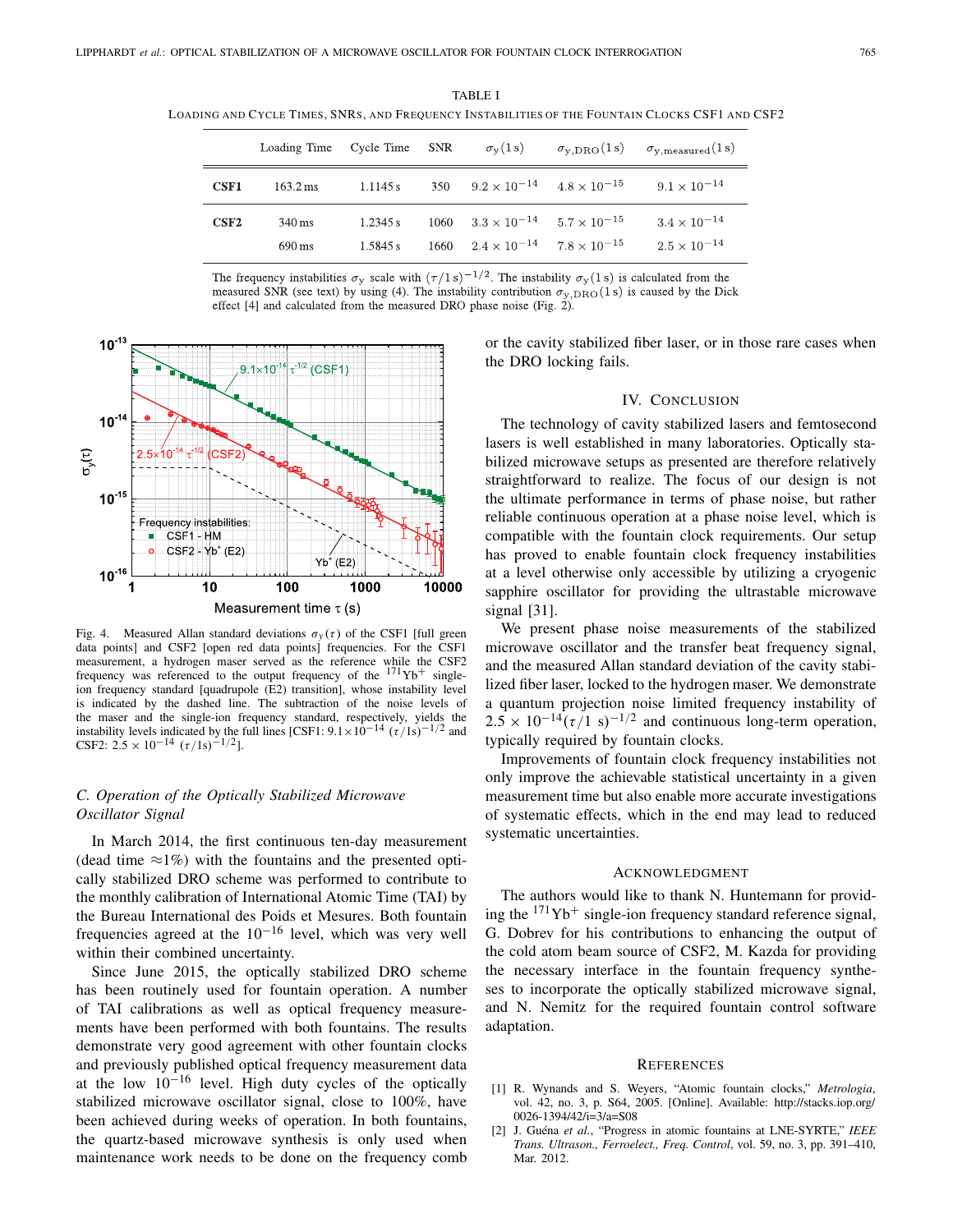TABLE I
LOADING AND CYCLE TIMES, SNRS, AND FREQUENCY INSTABILITIES OF THE FOUNTAIN CLOCKS CSF1 AND CSF2

| | Loading Time | Cycle Time | SNR | $\sigma_y(1\,\text{s})$ | $\sigma_{y,\text{DRO}}(1\,\text{s})$ | $\sigma_{y,\text{measured}}(1\,\text{s})$ |
|---|---|---|---|---|---|---|
| **CSF1** | 163.2 ms | 1.1145 s | 350 | $9.2 \times 10^{-14}$ | $4.8 \times 10^{-15}$ | $9.1 \times 10^{-14}$ |
| **CSF2** | 340 ms | 1.2345 s | 1060 | $3.3 \times 10^{-14}$ | $5.7 \times 10^{-15}$ | $3.4 \times 10^{-14}$ |
| | 690 ms | 1.5845 s | 1660 | $2.4 \times 10^{-14}$ | $7.8 \times 10^{-15}$ | $2.5 \times 10^{-14}$ |

The frequency instabilities $\sigma_y$ scale with $(\tau/1\,\text{s})^{-1/2}$. The instability $\sigma_y(1\,\text{s})$ is calculated from the measured SNR (see text) by using (4). The instability contribution $\sigma_{y,\text{DRO}}(1\,\text{s})$ is caused by the Dick effect [4] and calculated from the measured DRO phase noise (Fig. 2).

Fig. 4. Measured Allan standard deviations $\sigma_y(\tau)$ of the CSF1 [full green data points] and CSF2 [open red data points] frequencies. For the CSF1 measurement, a hydrogen maser served as the reference while the CSF2 frequency was referenced to the output frequency of the $^{171}\text{Yb}^+$ single-ion frequency standard [quadrupole (E2) transition], whose instability level is indicated by the dashed line. The subtraction of the noise levels of the maser and the single-ion frequency standard, respectively, yields the instability levels indicated by the full lines [CSF1: $9.1\times10^{-14}$ $(\tau/1\text{s})^{-1/2}$ and CSF2: $2.5 \times 10^{-14}$ $(\tau/1\text{s})^{-1/2}$].

### C. Operation of the Optically Stabilized Microwave Oscillator Signal

In March 2014, the first continuous ten-day measurement (dead time $\approx$1%) with the fountains and the presented optically stabilized DRO scheme was performed to contribute to the monthly calibration of International Atomic Time (TAI) by the Bureau International des Poids et Mesures. Both fountain frequencies agreed at the $10^{-16}$ level, which was very well within their combined uncertainty.

Since June 2015, the optically stabilized DRO scheme has been routinely used for fountain operation. A number of TAI calibrations as well as optical frequency measurements have been performed with both fountains. The results demonstrate very good agreement with other fountain clocks and previously published optical frequency measurement data at the low $10^{-16}$ level. High duty cycles of the optically stabilized microwave oscillator signal, close to 100%, have been achieved during weeks of operation. In both fountains, the quartz-based microwave synthesis is only used when maintenance work needs to be done on the frequency comb or the cavity stabilized fiber laser, or in those rare cases when the DRO locking fails.

## IV. CONCLUSION

The technology of cavity stabilized lasers and femtosecond lasers is well established in many laboratories. Optically stabilized microwave setups as presented are therefore relatively straightforward to realize. The focus of our design is not the ultimate performance in terms of phase noise, but rather reliable continuous operation at a phase noise level, which is compatible with the fountain clock requirements. Our setup has proved to enable fountain clock frequency instabilities at a level otherwise only accessible by utilizing a cryogenic sapphire oscillator for providing the ultrastable microwave signal [31].

We present phase noise measurements of the stabilized microwave oscillator and the transfer beat frequency signal, and the measured Allan standard deviation of the cavity stabilized fiber laser, locked to the hydrogen maser. We demonstrate a quantum projection noise limited frequency instability of $2.5 \times 10^{-14}(\tau/1\ \text{s})^{-1/2}$ and continuous long-term operation, typically required by fountain clocks.

Improvements of fountain clock frequency instabilities not only improve the achievable statistical uncertainty in a given measurement time but also enable more accurate investigations of systematic effects, which in the end may lead to reduced systematic uncertainties.

## ACKNOWLEDGMENT

The authors would like to thank N. Huntemann for providing the $^{171}\text{Yb}^+$ single-ion frequency standard reference signal, G. Dobrev for his contributions to enhancing the output of the cold atom beam source of CSF2, M. Kazda for providing the necessary interface in the fountain frequency syntheses to incorporate the optically stabilized microwave signal, and N. Nemitz for the required fountain control software adaptation.

## REFERENCES

[1] R. Wynands and S. Weyers, "Atomic fountain clocks," *Metrologia*, vol. 42, no. 3, p. S64, 2005. [Online]. Available: http://stacks.iop.org/0026-1394/42/i=3/a=S08

[2] J. Guéna *et al.*, "Progress in atomic fountains at LNE-SYRTE," *IEEE Trans. Ultrason., Ferroelect., Freq. Control*, vol. 59, no. 3, pp. 391–410, Mar. 2012.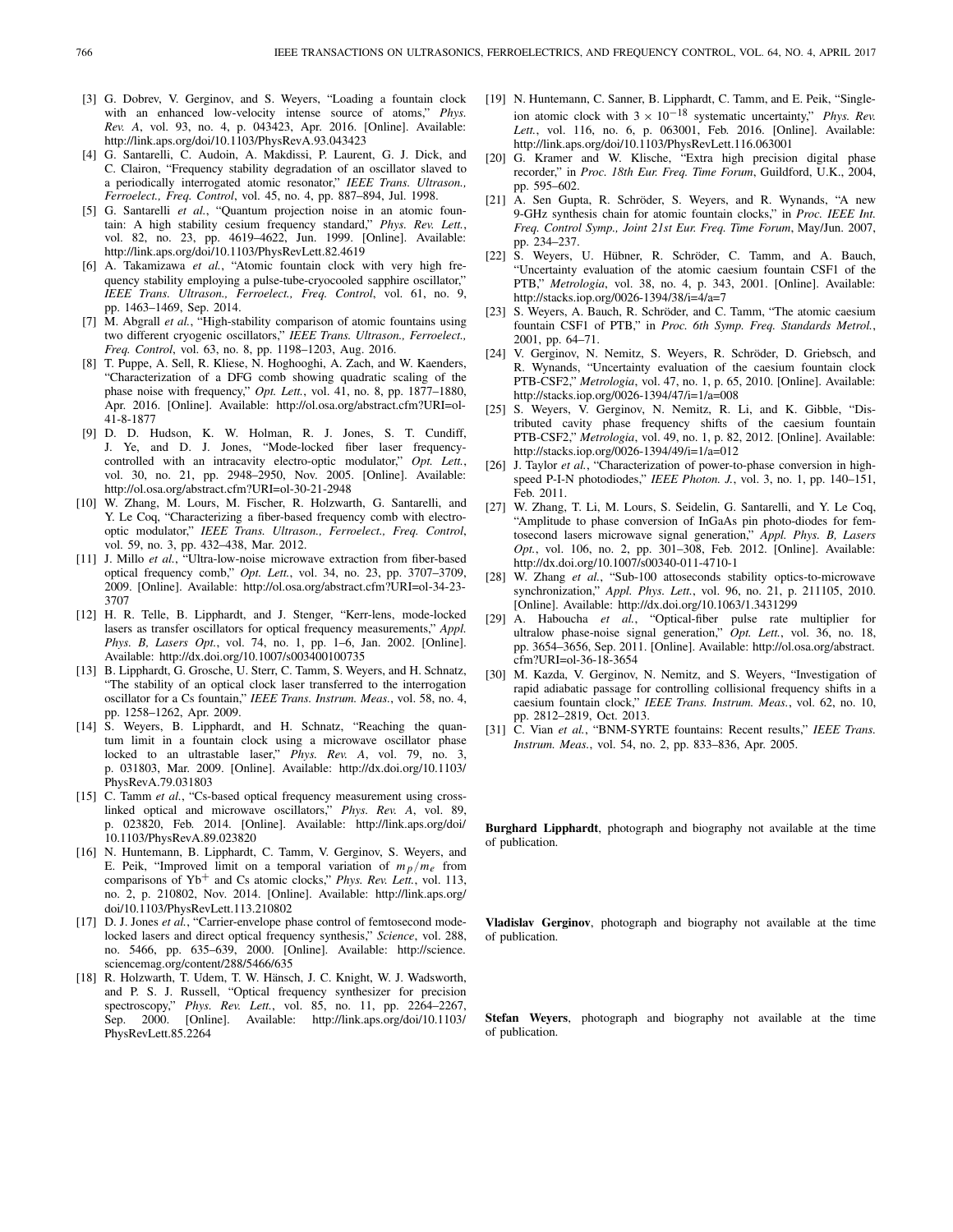[3] G. Dobrev, V. Gerginov, and S. Weyers, "Loading a fountain clock with an enhanced low-velocity intense source of atoms," *Phys. Rev. A*, vol. 93, no. 4, p. 043423, Apr. 2016. [Online]. Available: http://link.aps.org/doi/10.1103/PhysRevA.93.043423

[4] G. Santarelli, C. Audoin, A. Makdissi, P. Laurent, G. J. Dick, and C. Clairon, "Frequency stability degradation of an oscillator slaved to a periodically interrogated atomic resonator," *IEEE Trans. Ultrason., Ferroelect., Freq. Control*, vol. 45, no. 4, pp. 887–894, Jul. 1998.

[5] G. Santarelli *et al.*, "Quantum projection noise in an atomic fountain: A high stability cesium frequency standard," *Phys. Rev. Lett.*, vol. 82, no. 23, pp. 4619–4622, Jun. 1999. [Online]. Available: http://link.aps.org/doi/10.1103/PhysRevLett.82.4619

[6] A. Takamizawa *et al.*, "Atomic fountain clock with very high frequency stability employing a pulse-tube-cryocooled sapphire oscillator," *IEEE Trans. Ultrason., Ferroelect., Freq. Control*, vol. 61, no. 9, pp. 1463–1469, Sep. 2014.

[7] M. Abgrall *et al.*, "High-stability comparison of atomic fountains using two different cryogenic oscillators," *IEEE Trans. Ultrason., Ferroelect., Freq. Control*, vol. 63, no. 8, pp. 1198–1203, Aug. 2016.

[8] T. Puppe, A. Sell, R. Kliese, N. Hoghooghi, A. Zach, and W. Kaenders, "Characterization of a DFG comb showing quadratic scaling of the phase noise with frequency," *Opt. Lett.*, vol. 41, no. 8, pp. 1877–1880, Apr. 2016. [Online]. Available: http://ol.osa.org/abstract.cfm?URI=ol-41-8-1877

[9] D. D. Hudson, K. W. Holman, R. J. Jones, S. T. Cundiff, J. Ye, and D. J. Jones, "Mode-locked fiber laser frequency-controlled with an intracavity electro-optic modulator," *Opt. Lett.*, vol. 30, no. 21, pp. 2948–2950, Nov. 2005. [Online]. Available: http://ol.osa.org/abstract.cfm?URI=ol-30-21-2948

[10] W. Zhang, M. Lours, M. Fischer, R. Holzwarth, G. Santarelli, and Y. Le Coq, "Characterizing a fiber-based frequency comb with electro-optic modulator," *IEEE Trans. Ultrason., Ferroelect., Freq. Control*, vol. 59, no. 3, pp. 432–438, Mar. 2012.

[11] J. Millo *et al.*, "Ultra-low-noise microwave extraction from fiber-based optical frequency comb," *Opt. Lett.*, vol. 34, no. 23, pp. 3707–3709, 2009. [Online]. Available: http://ol.osa.org/abstract.cfm?URI=ol-34-23-3707

[12] H. R. Telle, B. Lipphardt, and J. Stenger, "Kerr-lens, mode-locked lasers as transfer oscillators for optical frequency measurements," *Appl. Phys. B, Lasers Opt.*, vol. 74, no. 1, pp. 1–6, Jan. 2002. [Online]. Available: http://dx.doi.org/10.1007/s003400100735

[13] B. Lipphardt, G. Grosche, U. Sterr, C. Tamm, S. Weyers, and H. Schnatz, "The stability of an optical clock laser transferred to the interrogation oscillator for a Cs fountain," *IEEE Trans. Instrum. Meas.*, vol. 58, no. 4, pp. 1258–1262, Apr. 2009.

[14] S. Weyers, B. Lipphardt, and H. Schnatz, "Reaching the quantum limit in a fountain clock using a microwave oscillator phase locked to an ultrastable laser," *Phys. Rev. A*, vol. 79, no. 3, p. 031803, Mar. 2009. [Online]. Available: http://dx.doi.org/10.1103/PhysRevA.79.031803

[15] C. Tamm *et al.*, "Cs-based optical frequency measurement using cross-linked optical and microwave oscillators," *Phys. Rev. A*, vol. 89, p. 023820, Feb. 2014. [Online]. Available: http://link.aps.org/doi/10.1103/PhysRevA.89.023820

[16] N. Huntemann, B. Lipphardt, C. Tamm, V. Gerginov, S. Weyers, and E. Peik, "Improved limit on a temporal variation of $m_p/m_e$ from comparisons of $Yb^+$ and Cs atomic clocks," *Phys. Rev. Lett.*, vol. 113, no. 2, p. 210802, Nov. 2014. [Online]. Available: http://link.aps.org/doi/10.1103/PhysRevLett.113.210802

[17] D. J. Jones *et al.*, "Carrier-envelope phase control of femtosecond mode-locked lasers and direct optical frequency synthesis," *Science*, vol. 288, no. 5466, pp. 635–639, 2000. [Online]. Available: http://science.sciencemag.org/content/288/5466/635

[18] R. Holzwarth, T. Udem, T. W. Hänsch, J. C. Knight, W. J. Wadsworth, and P. S. J. Russell, "Optical frequency synthesizer for precision spectroscopy," *Phys. Rev. Lett.*, vol. 85, no. 11, pp. 2264–2267, Sep. 2000. [Online]. Available: http://link.aps.org/doi/10.1103/PhysRevLett.85.2264

[19] N. Huntemann, C. Sanner, B. Lipphardt, C. Tamm, and E. Peik, "Single-ion atomic clock with $3 \times 10^{-18}$ systematic uncertainty," *Phys. Rev. Lett.*, vol. 116, no. 6, p. 063001, Feb. 2016. [Online]. Available: http://link.aps.org/doi/10.1103/PhysRevLett.116.063001

[20] G. Kramer and W. Klische, "Extra high precision digital phase recorder," in *Proc. 18th Eur. Freq. Time Forum*, Guildford, U.K., 2004, pp. 595–602.

[21] A. Sen Gupta, R. Schröder, S. Weyers, and R. Wynands, "A new 9-GHz synthesis chain for atomic fountain clocks," in *Proc. IEEE Int. Freq. Control Symp., Joint 21st Eur. Freq. Time Forum*, May/Jun. 2007, pp. 234–237.

[22] S. Weyers, U. Hübner, R. Schröder, C. Tamm, and A. Bauch, "Uncertainty evaluation of the atomic caesium fountain CSF1 of the PTB," *Metrologia*, vol. 38, no. 4, p. 343, 2001. [Online]. Available: http://stacks.iop.org/0026-1394/38/i=4/a=7

[23] S. Weyers, A. Bauch, R. Schröder, and C. Tamm, "The atomic caesium fountain CSF1 of PTB," in *Proc. 6th Symp. Freq. Standards Metrol.*, 2001, pp. 64–71.

[24] V. Gerginov, N. Nemitz, S. Weyers, R. Schröder, D. Griebsch, and R. Wynands, "Uncertainty evaluation of the caesium fountain clock PTB-CSF2," *Metrologia*, vol. 47, no. 1, p. 65, 2010. [Online]. Available: http://stacks.iop.org/0026-1394/47/i=1/a=008

[25] S. Weyers, V. Gerginov, N. Nemitz, R. Li, and K. Gibble, "Distributed cavity phase frequency shifts of the caesium fountain PTB-CSF2," *Metrologia*, vol. 49, no. 1, p. 82, 2012. [Online]. Available: http://stacks.iop.org/0026-1394/49/i=1/a=012

[26] J. Taylor *et al.*, "Characterization of power-to-phase conversion in high-speed P-I-N photodiodes," *IEEE Photon. J.*, vol. 3, no. 1, pp. 140–151, Feb. 2011.

[27] W. Zhang, T. Li, M. Lours, S. Seidelin, G. Santarelli, and Y. Le Coq, "Amplitude to phase conversion of InGaAs pin photo-diodes for femtosecond lasers microwave signal generation," *Appl. Phys. B, Lasers Opt.*, vol. 106, no. 2, pp. 301–308, Feb. 2012. [Online]. Available: http://dx.doi.org/10.1007/s00340-011-4710-1

[28] W. Zhang *et al.*, "Sub-100 attoseconds stability optics-to-microwave synchronization," *Appl. Phys. Lett.*, vol. 96, no. 21, p. 211105, 2010. [Online]. Available: http://dx.doi.org/10.1063/1.3431299

[29] A. Haboucha *et al.*, "Optical-fiber pulse rate multiplier for ultralow phase-noise signal generation," *Opt. Lett.*, vol. 36, no. 18, pp. 3654–3656, Sep. 2011. [Online]. Available: http://ol.osa.org/abstract.cfm?URI=ol-36-18-3654

[30] M. Kazda, V. Gerginov, N. Nemitz, and S. Weyers, "Investigation of rapid adiabatic passage for controlling collisional frequency shifts in a caesium fountain clock," *IEEE Trans. Instrum. Meas.*, vol. 62, no. 10, pp. 2812–2819, Oct. 2013.

[31] C. Vian *et al.*, "BNM-SYRTE fountains: Recent results," *IEEE Trans. Instrum. Meas.*, vol. 54, no. 2, pp. 833–836, Apr. 2005.

**Burghard Lipphardt**, photograph and biography not available at the time of publication.

**Vladislav Gerginov**, photograph and biography not available at the time of publication.

**Stefan Weyers**, photograph and biography not available at the time of publication.